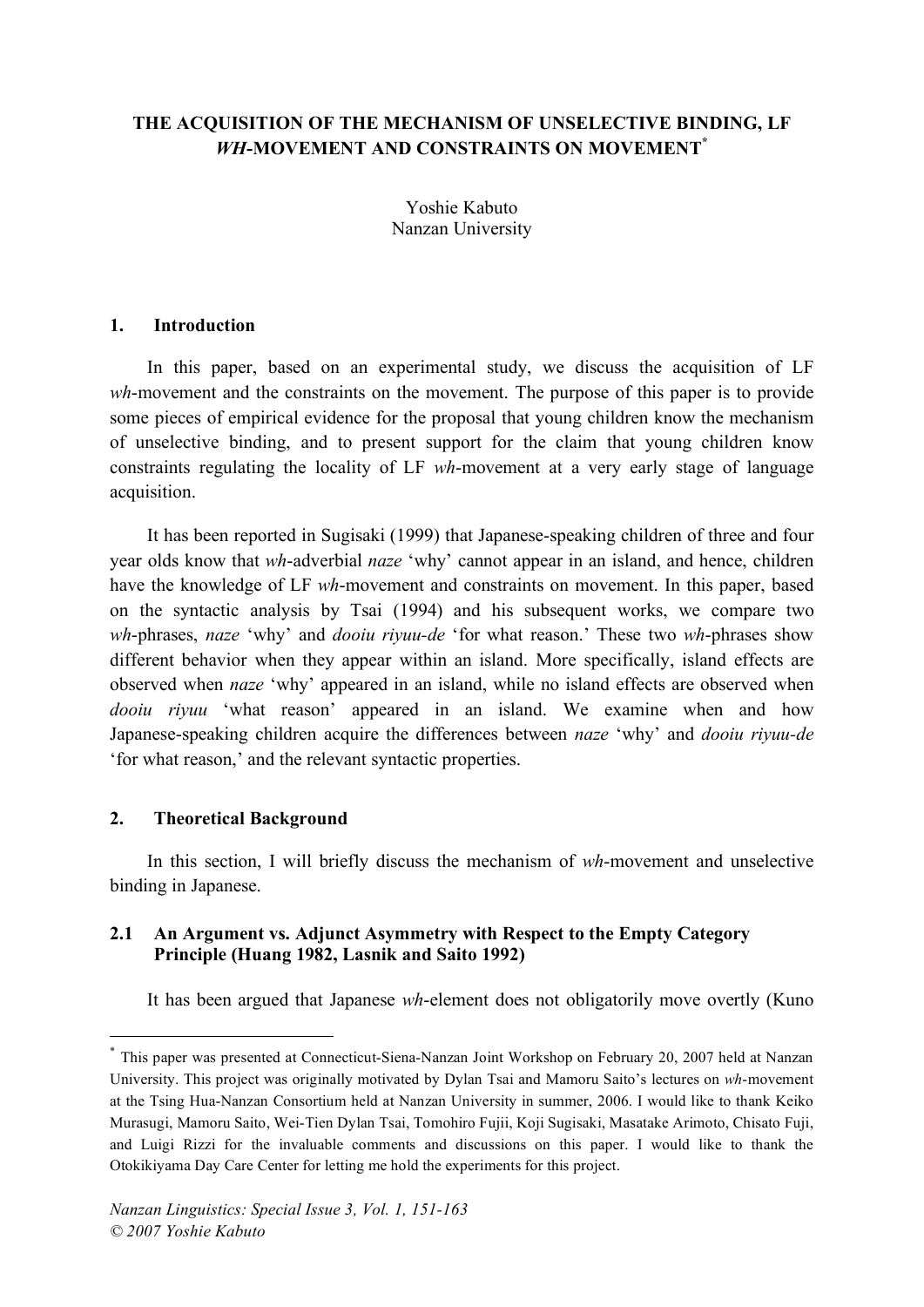# THE ACQUISITION OF THE MECHANISM OF UNSELECTIVE BINDING, LF *WH*-MOVEMENT AND CONSTRAINTS ON MOVEMENT[*]

Yoshie Kabuto
Nanzan University

## 1. Introduction

In this paper, based on an experimental study, we discuss the acquisition of LF *wh*-movement and the constraints on the movement. The purpose of this paper is to provide some pieces of empirical evidence for the proposal that young children know the mechanism of unselective binding, and to present support for the claim that young children know constraints regulating the locality of LF *wh*-movement at a very early stage of language acquisition.

It has been reported in Sugisaki (1999) that Japanese-speaking children of three and four year olds know that *wh*-adverbial *naze* 'why' cannot appear in an island, and hence, children have the knowledge of LF *wh*-movement and constraints on movement. In this paper, based on the syntactic analysis by Tsai (1994) and his subsequent works, we compare two *wh*-phrases, *naze* 'why' and *dooiu riyuu-de* 'for what reason.' These two *wh*-phrases show different behavior when they appear within an island. More specifically, island effects are observed when *naze* 'why' appeared in an island, while no island effects are observed when *dooiu riyuu* 'what reason' appeared in an island. We examine when and how Japanese-speaking children acquire the differences between *naze* 'why' and *dooiu riyuu-de* 'for what reason,' and the relevant syntactic properties.

## 2. Theoretical Background

In this section, I will briefly discuss the mechanism of *wh*-movement and unselective binding in Japanese.

### 2.1 An Argument vs. Adjunct Asymmetry with Respect to the Empty Category Principle (Huang 1982, Lasnik and Saito 1992)

It has been argued that Japanese *wh*-element does not obligatorily move overtly (Kuno

[*] This paper was presented at Connecticut-Siena-Nanzan Joint Workshop on February 20, 2007 held at Nanzan University. This project was originally motivated by Dylan Tsai and Mamoru Saito's lectures on *wh*-movement at the Tsing Hua-Nanzan Consortium held at Nanzan University in summer, 2006. I would like to thank Keiko Murasugi, Mamoru Saito, Wei-Tien Dylan Tsai, Tomohiro Fujii, Koji Sugisaki, Masatake Arimoto, Chisato Fuji, and Luigi Rizzi for the invaluable comments and discussions on this paper. I would like to thank the Otokikiyama Day Care Center for letting me hold the experiments for this project.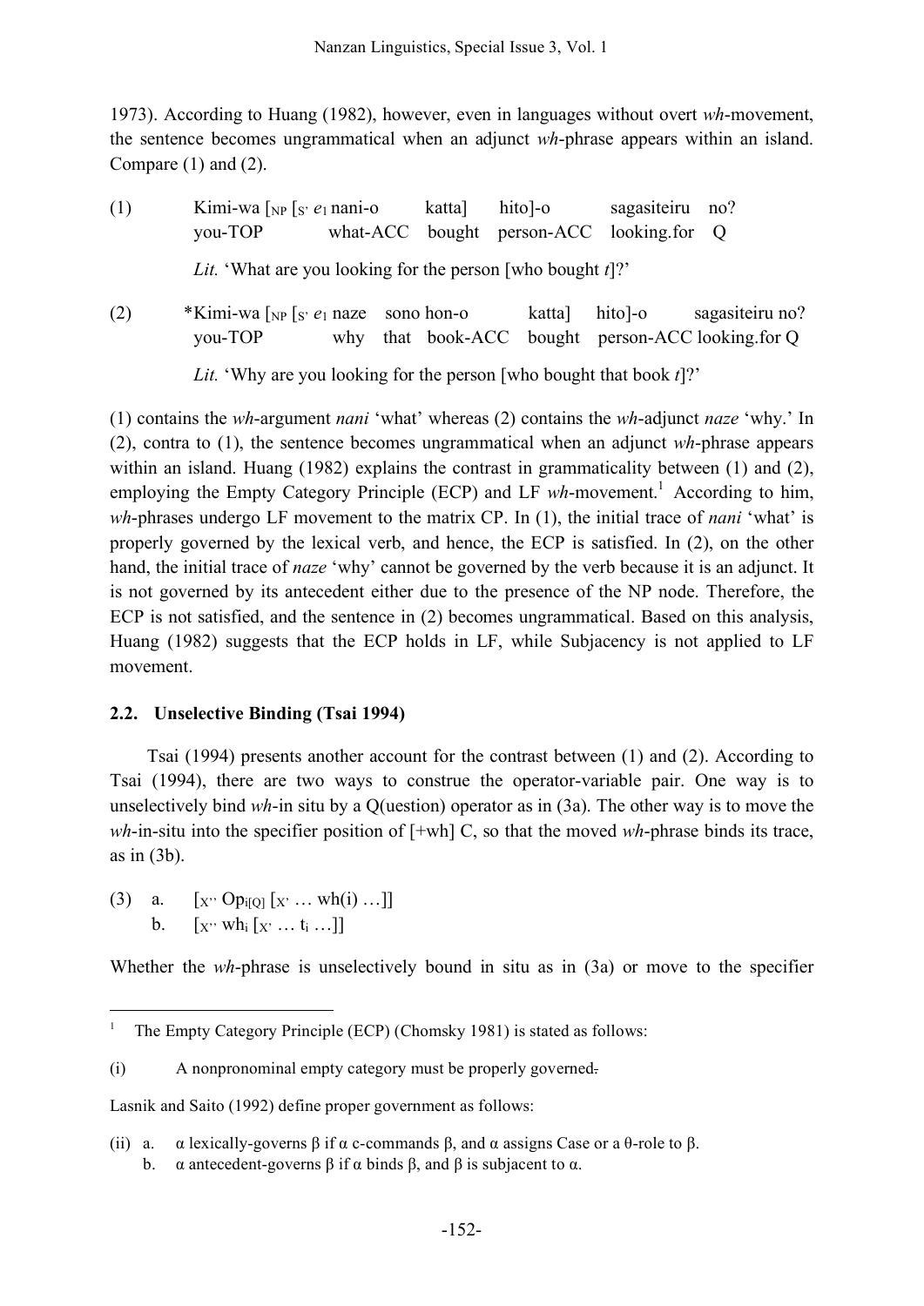1973). According to Huang (1982), however, even in languages without overt *wh*-movement, the sentence becomes ungrammatical when an adjunct *wh*-phrase appears within an island. Compare (1) and (2).

(1) Kimi-wa [$_{NP}$ [$_{S'}$ $e_1$ nani-o katta] hito]-o sagasiteiru no?
you-TOP what-ACC bought person-ACC looking.for Q

*Lit.* 'What are you looking for the person [who bought *t*]?'

(2) *Kimi-wa [$_{NP}$ [$_{S'}$ $e_1$ naze sono hon-o katta] hito]-o sagasiteiru no?
you-TOP why that book-ACC bought person-ACC looking.for Q

*Lit.* 'Why are you looking for the person [who bought that book *t*]?'

(1) contains the *wh*-argument *nani* 'what' whereas (2) contains the *wh*-adjunct *naze* 'why.' In (2), contra to (1), the sentence becomes ungrammatical when an adjunct *wh*-phrase appears within an island. Huang (1982) explains the contrast in grammaticality between (1) and (2), employing the Empty Category Principle (ECP) and LF *wh*-movement.[1] According to him, *wh*-phrases undergo LF movement to the matrix CP. In (1), the initial trace of *nani* 'what' is properly governed by the lexical verb, and hence, the ECP is satisfied. In (2), on the other hand, the initial trace of *naze* 'why' cannot be governed by the verb because it is an adjunct. It is not governed by its antecedent either due to the presence of the NP node. Therefore, the ECP is not satisfied, and the sentence in (2) becomes ungrammatical. Based on this analysis, Huang (1982) suggests that the ECP holds in LF, while Subjacency is not applied to LF movement.

## 2.2. Unselective Binding (Tsai 1994)

Tsai (1994) presents another account for the contrast between (1) and (2). According to Tsai (1994), there are two ways to construe the operator-variable pair. One way is to unselectively bind *wh*-in situ by a Q(uestion) operator as in (3a). The other way is to move the *wh*-in-situ into the specifier position of [+wh] C, so that the moved *wh*-phrase binds its trace, as in (3b).

(3) a. [$_{X''}$ $Op_{i[Q]}$ [$_{X'}$ … wh(i) …]]
b. [$_{X''}$ $wh_i$ [$_{X'}$ … $t_i$ …]]

Whether the *wh*-phrase is unselectively bound in situ as in (3a) or move to the specifier

---

[1] The Empty Category Principle (ECP) (Chomsky 1981) is stated as follows:

(i) A nonpronominal empty category must be properly governed.

Lasnik and Saito (1992) define proper government as follows:

(ii) a. α lexically-governs β if α c-commands β, and α assigns Case or a θ-role to β.
b. α antecedent-governs β if α binds β, and β is subjacent to α.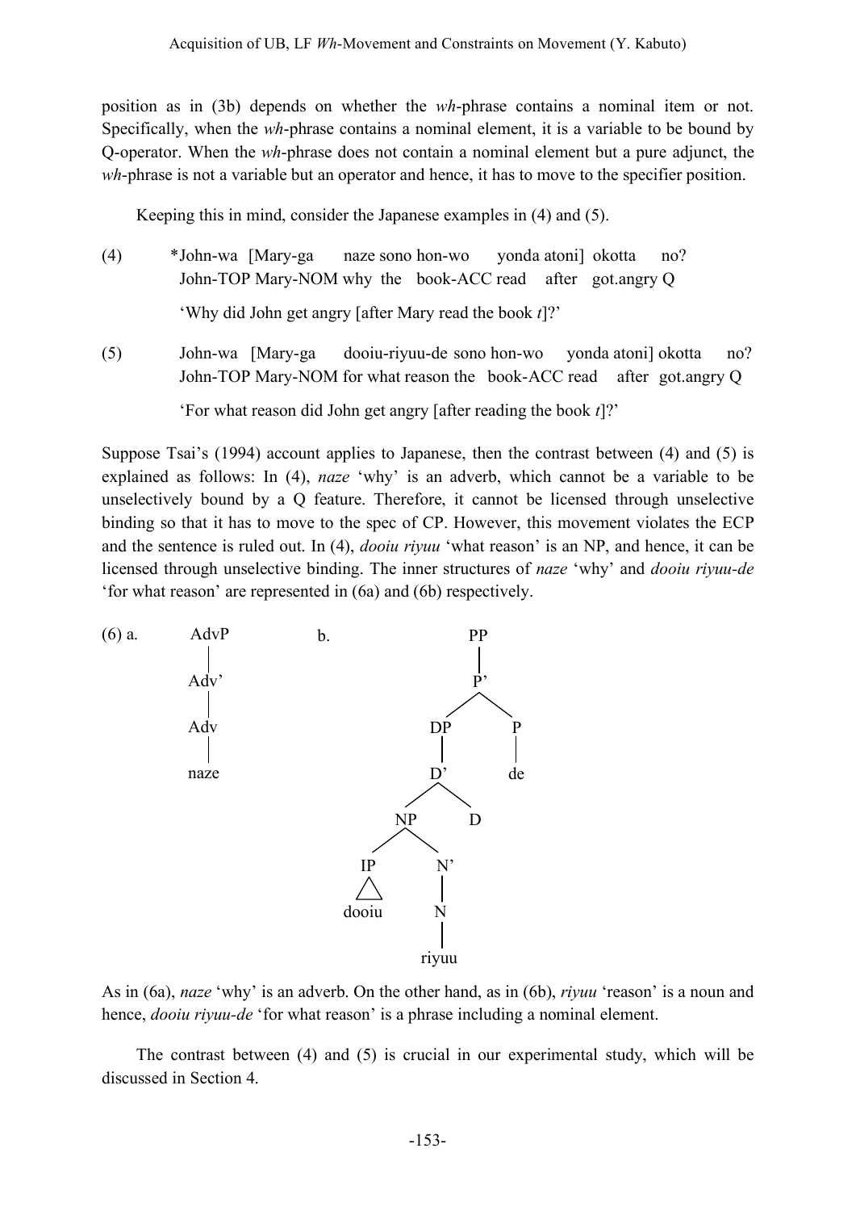position as in (3b) depends on whether the *wh*-phrase contains a nominal item or not. Specifically, when the *wh*-phrase contains a nominal element, it is a variable to be bound by Q-operator. When the *wh*-phrase does not contain a nominal element but a pure adjunct, the *wh*-phrase is not a variable but an operator and hence, it has to move to the specifier position.

Keeping this in mind, consider the Japanese examples in (4) and (5).

(4) \*John-wa [Mary-ga naze sono hon-wo yonda atoni] okotta no?
John-TOP Mary-NOM why the book-ACC read after got.angry Q

'Why did John get angry [after Mary read the book *t*]?'

(5) John-wa [Mary-ga dooiu-riyuu-de sono hon-wo yonda atoni] okotta no?
John-TOP Mary-NOM for what reason the book-ACC read after got.angry Q

'For what reason did John get angry [after reading the book *t*]?'

Suppose Tsai's (1994) account applies to Japanese, then the contrast between (4) and (5) is explained as follows: In (4), *naze* 'why' is an adverb, which cannot be a variable to be unselectively bound by a Q feature. Therefore, it cannot be licensed through unselective binding so that it has to move to the spec of CP. However, this movement violates the ECP and the sentence is ruled out. In (4), *dooiu riyuu* 'what reason' is an NP, and hence, it can be licensed through unselective binding. The inner structures of *naze* 'why' and *dooiu riyuu-de* 'for what reason' are represented in (6a) and (6b) respectively.

(6) a. [AdvP [Adv' [Adv naze]]]

b. [PP [P' [DP [D' [NP [IP dooiu] [N' [N riyuu]]] D]] [P de]]]

As in (6a), *naze* 'why' is an adverb. On the other hand, as in (6b), *riyuu* 'reason' is a noun and hence, *dooiu riyuu-de* 'for what reason' is a phrase including a nominal element.

The contrast between (4) and (5) is crucial in our experimental study, which will be discussed in Section 4.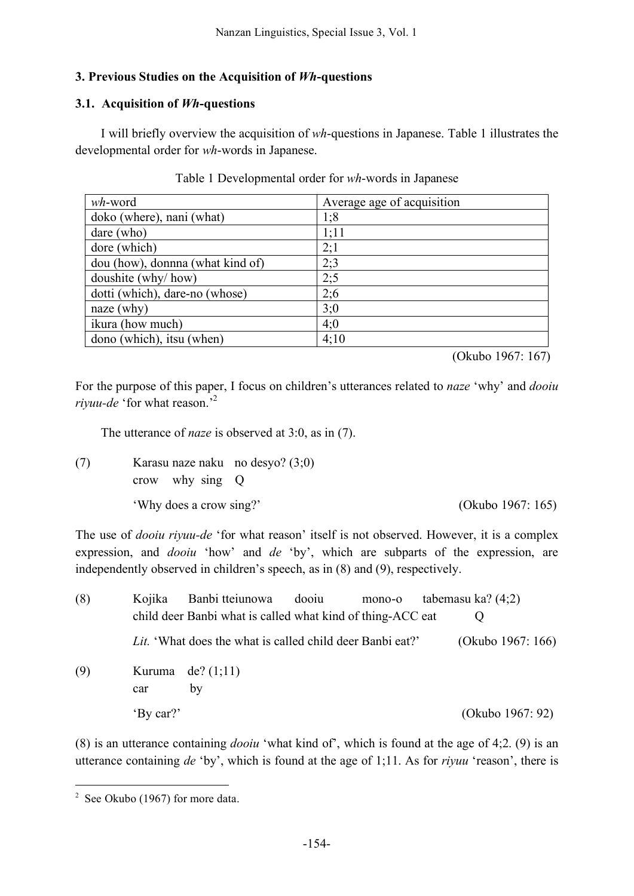## 3. Previous Studies on the Acquisition of *Wh*-questions

### 3.1. Acquisition of *Wh*-questions

I will briefly overview the acquisition of *wh*-questions in Japanese. Table 1 illustrates the developmental order for *wh*-words in Japanese.

Table 1 Developmental order for *wh*-words in Japanese

| *wh*-word | Average age of acquisition |
|---|---|
| doko (where), nani (what) | 1;8 |
| dare (who) | 1;11 |
| dore (which) | 2;1 |
| dou (how), donnna (what kind of) | 2;3 |
| doushite (why/ how) | 2;5 |
| dotti (which), dare-no (whose) | 2;6 |
| naze (why) | 3;0 |
| ikura (how much) | 4;0 |
| dono (which), itsu (when) | 4;10 |

(Okubo 1967: 167)

For the purpose of this paper, I focus on children's utterances related to *naze* 'why' and *dooiu riyuu-de* 'for what reason.'[2]

The utterance of *naze* is observed at 3:0, as in (7).

(7) Karasu naze naku no desyo? (3;0)
crow why sing Q
'Why does a crow sing?' (Okubo 1967: 165)

The use of *dooiu riyuu-de* 'for what reason' itself is not observed. However, it is a complex expression, and *dooiu* 'how' and *de* 'by', which are subparts of the expression, are independently observed in children's speech, as in (8) and (9), respectively.

(8) Kojika Banbi tteiunowa dooiu mono-o tabemasu ka? (4;2)
child deer Banbi what is called what kind of thing-ACC eat Q
*Lit.* 'What does the what is called child deer Banbi eat?' (Okubo 1967: 166)

(9) Kuruma de? (1;11)
car by
'By car?' (Okubo 1967: 92)

(8) is an utterance containing *dooiu* 'what kind of', which is found at the age of 4;2. (9) is an utterance containing *de* 'by', which is found at the age of 1;11. As for *riyuu* 'reason', there is

[2] See Okubo (1967) for more data.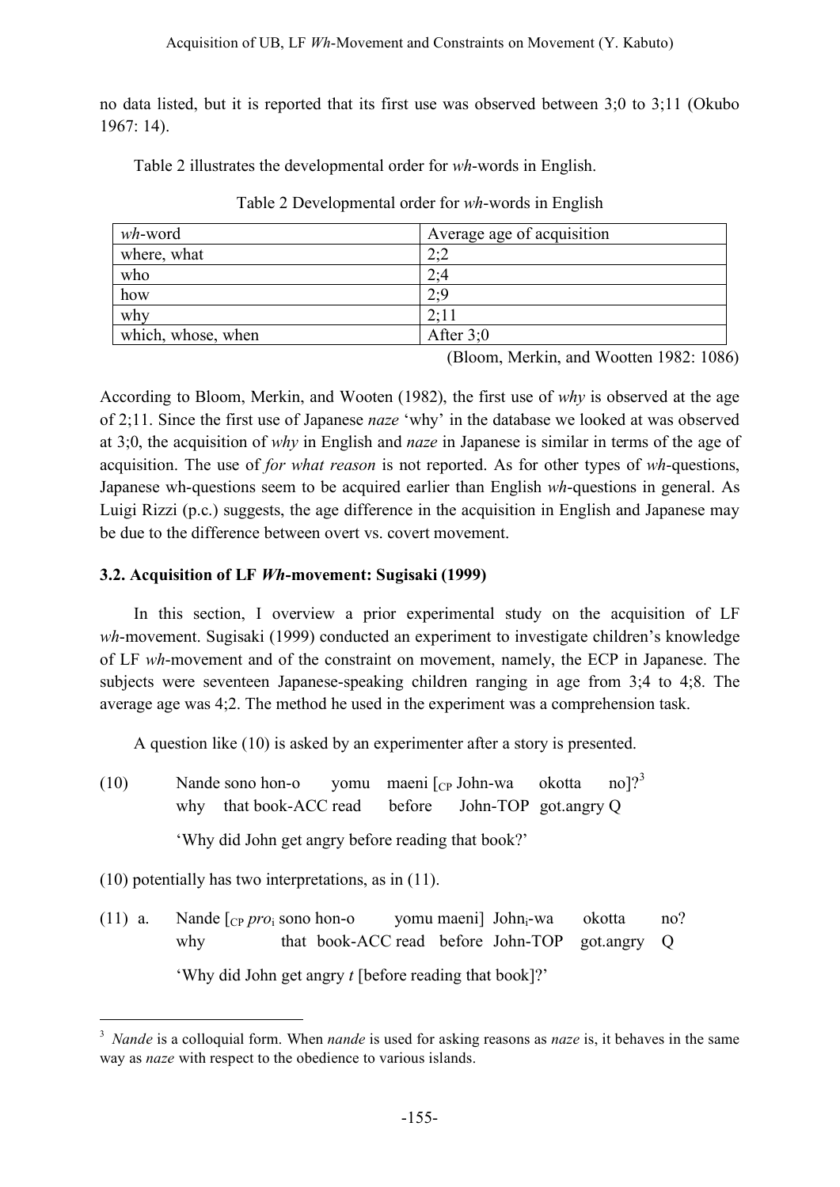no data listed, but it is reported that its first use was observed between 3;0 to 3;11 (Okubo 1967: 14).

Table 2 illustrates the developmental order for *wh*-words in English.

Table 2 Developmental order for *wh*-words in English

| *wh*-word | Average age of acquisition |
| --- | --- |
| where, what | 2;2 |
| who | 2;4 |
| how | 2;9 |
| why | 2;11 |
| which, whose, when | After 3;0 |

(Bloom, Merkin, and Wootten 1982: 1086)

According to Bloom, Merkin, and Wooten (1982), the first use of *why* is observed at the age of 2;11. Since the first use of Japanese *naze* 'why' in the database we looked at was observed at 3;0, the acquisition of *why* in English and *naze* in Japanese is similar in terms of the age of acquisition. The use of *for what reason* is not reported. As for other types of *wh*-questions, Japanese wh-questions seem to be acquired earlier than English *wh*-questions in general. As Luigi Rizzi (p.c.) suggests, the age difference in the acquisition in English and Japanese may be due to the difference between overt vs. covert movement.

### 3.2. Acquisition of LF *Wh*-movement: Sugisaki (1999)

In this section, I overview a prior experimental study on the acquisition of LF *wh*-movement. Sugisaki (1999) conducted an experiment to investigate children's knowledge of LF *wh*-movement and of the constraint on movement, namely, the ECP in Japanese. The subjects were seventeen Japanese-speaking children ranging in age from 3;4 to 4;8. The average age was 4;2. The method he used in the experiment was a comprehension task.

A question like (10) is asked by an experimenter after a story is presented.

(10) Nande sono hon-o yomu maeni [$_{CP}$ John-wa okotta no]?[3]
why that book-ACC read before John-TOP got.angry Q

'Why did John get angry before reading that book?'

(10) potentially has two interpretations, as in (11).

(11) a. Nande [$_{CP}$ *pro*$_i$ sono hon-o yomu maeni] John$_i$-wa okotta no?
why that book-ACC read before John-TOP got.angry Q

'Why did John get angry *t* [before reading that book]?'

---

[3] *Nande* is a colloquial form. When *nande* is used for asking reasons as *naze* is, it behaves in the same way as *naze* with respect to the obedience to various islands.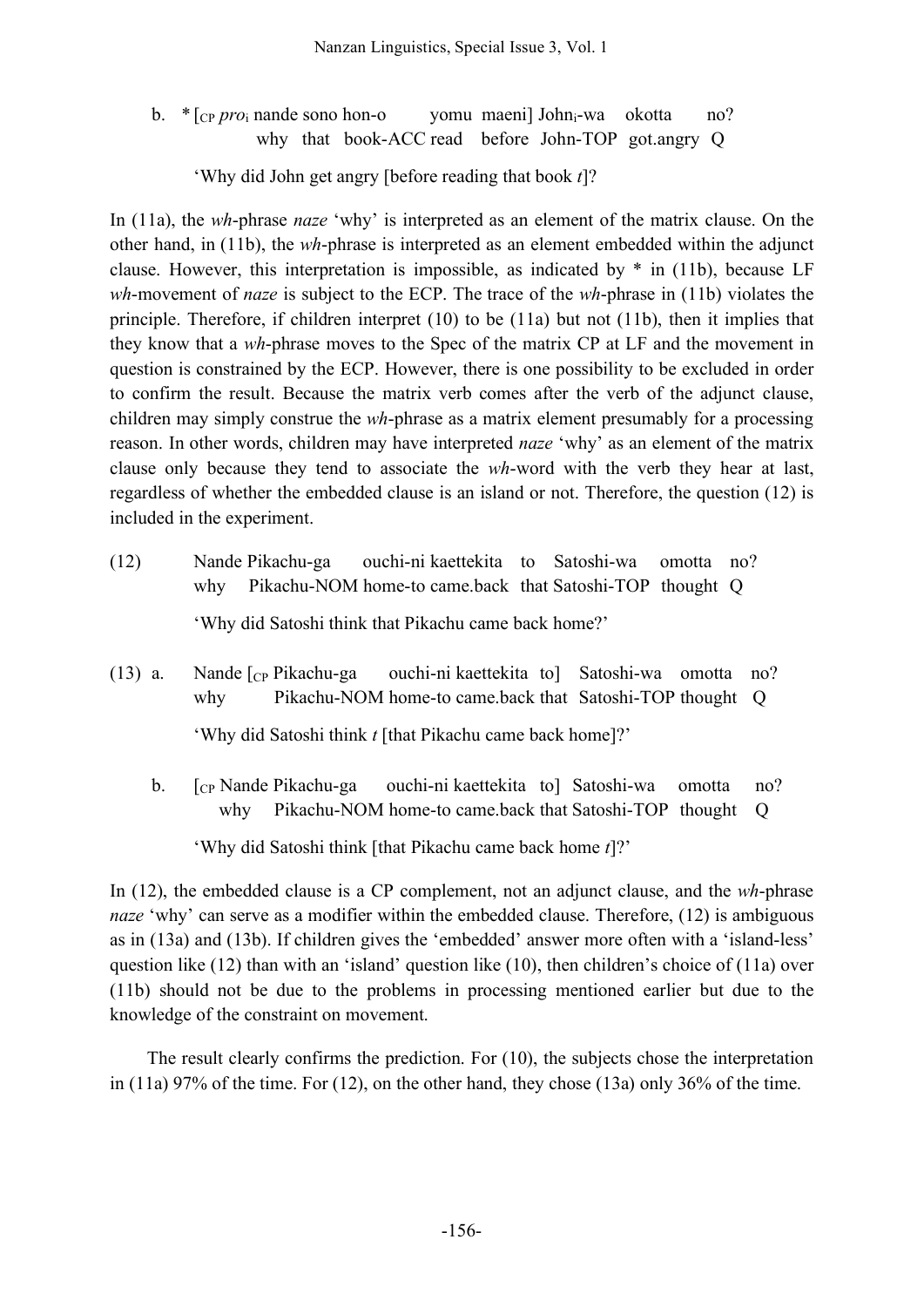b. * [$_{CP}$ *pro*$_i$ nande sono hon-o yomu maeni] John$_i$-wa okotta no?
    why that book-ACC read before John-TOP got.angry Q

    'Why did John get angry [before reading that book *t*]?

In (11a), the *wh*-phrase *naze* 'why' is interpreted as an element of the matrix clause. On the other hand, in (11b), the *wh*-phrase is interpreted as an element embedded within the adjunct clause. However, this interpretation is impossible, as indicated by * in (11b), because LF *wh*-movement of *naze* is subject to the ECP. The trace of the *wh*-phrase in (11b) violates the principle. Therefore, if children interpret (10) to be (11a) but not (11b), then it implies that they know that a *wh*-phrase moves to the Spec of the matrix CP at LF and the movement in question is constrained by the ECP. However, there is one possibility to be excluded in order to confirm the result. Because the matrix verb comes after the verb of the adjunct clause, children may simply construe the *wh*-phrase as a matrix element presumably for a processing reason. In other words, children may have interpreted *naze* 'why' as an element of the matrix clause only because they tend to associate the *wh*-word with the verb they hear at last, regardless of whether the embedded clause is an island or not. Therefore, the question (12) is included in the experiment.

(12) Nande Pikachu-ga ouchi-ni kaettekita to Satoshi-wa omotta no?
     why Pikachu-NOM home-to came.back that Satoshi-TOP thought Q

     'Why did Satoshi think that Pikachu came back home?'

(13) a. Nande [$_{CP}$ Pikachu-ga ouchi-ni kaettekita to] Satoshi-wa omotta no?
     why Pikachu-NOM home-to came.back that Satoshi-TOP thought Q

     'Why did Satoshi think *t* [that Pikachu came back home]?'

b. [$_{CP}$ Nande Pikachu-ga ouchi-ni kaettekita to] Satoshi-wa omotta no?
     why Pikachu-NOM home-to came.back that Satoshi-TOP thought Q

     'Why did Satoshi think [that Pikachu came back home *t*]?'

In (12), the embedded clause is a CP complement, not an adjunct clause, and the *wh*-phrase *naze* 'why' can serve as a modifier within the embedded clause. Therefore, (12) is ambiguous as in (13a) and (13b). If children gives the 'embedded' answer more often with a 'island-less' question like (12) than with an 'island' question like (10), then children's choice of (11a) over (11b) should not be due to the problems in processing mentioned earlier but due to the knowledge of the constraint on movement.

The result clearly confirms the prediction. For (10), the subjects chose the interpretation in (11a) 97% of the time. For (12), on the other hand, they chose (13a) only 36% of the time.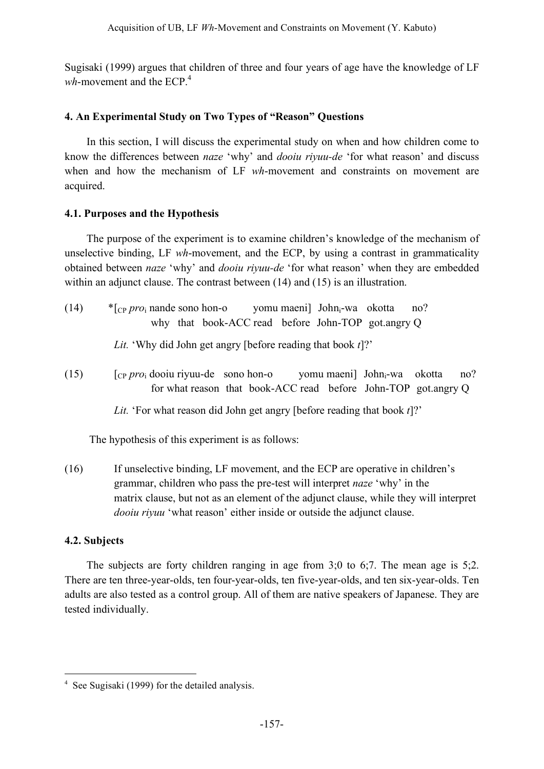Sugisaki (1999) argues that children of three and four years of age have the knowledge of LF *wh*-movement and the ECP.[4]

## 4. An Experimental Study on Two Types of "Reason" Questions

In this section, I will discuss the experimental study on when and how children come to know the differences between *naze* 'why' and *dooiu riyuu-de* 'for what reason' and discuss when and how the mechanism of LF *wh*-movement and constraints on movement are acquired.

### 4.1. Purposes and the Hypothesis

The purpose of the experiment is to examine children's knowledge of the mechanism of unselective binding, LF *wh*-movement, and the ECP, by using a contrast in grammaticality obtained between *naze* 'why' and *dooiu riyuu-de* 'for what reason' when they are embedded within an adjunct clause. The contrast between (14) and (15) is an illustration.

(14) *[$_{CP}$ *pro*$_i$ nande sono hon-o yomu maeni] John$_i$-wa okotta no?
why that book-ACC read before John-TOP got.angry Q

*Lit.* 'Why did John get angry [before reading that book *t*]?'

(15) [$_{CP}$ *pro*$_i$ dooiu riyuu-de sono hon-o yomu maeni] John$_i$-wa okotta no?
for what reason that book-ACC read before John-TOP got.angry Q

*Lit.* 'For what reason did John get angry [before reading that book *t*]?'

The hypothesis of this experiment is as follows:

(16) If unselective binding, LF movement, and the ECP are operative in children's grammar, children who pass the pre-test will interpret *naze* 'why' in the matrix clause, but not as an element of the adjunct clause, while they will interpret *dooiu riyuu* 'what reason' either inside or outside the adjunct clause.

### 4.2. Subjects

The subjects are forty children ranging in age from 3;0 to 6;7. The mean age is 5;2. There are ten three-year-olds, ten four-year-olds, ten five-year-olds, and ten six-year-olds. Ten adults are also tested as a control group. All of them are native speakers of Japanese. They are tested individually.

[4] See Sugisaki (1999) for the detailed analysis.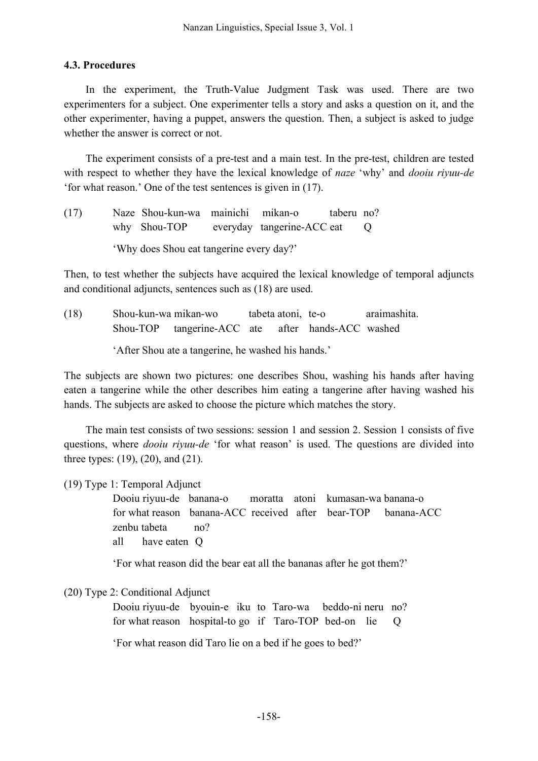### 4.3. Procedures

In the experiment, the Truth-Value Judgment Task was used. There are two experimenters for a subject. One experimenter tells a story and asks a question on it, and the other experimenter, having a puppet, answers the question. Then, a subject is asked to judge whether the answer is correct or not.

The experiment consists of a pre-test and a main test. In the pre-test, children are tested with respect to whether they have the lexical knowledge of *naze* 'why' and *dooiu riyuu-de* 'for what reason.' One of the test sentences is given in (17).

(17) Naze Shou-kun-wa mainichi mikan-o taberu no?
why Shou-TOP everyday tangerine-ACC eat Q

'Why does Shou eat tangerine every day?'

Then, to test whether the subjects have acquired the lexical knowledge of temporal adjuncts and conditional adjuncts, sentences such as (18) are used.

(18) Shou-kun-wa mikan-wo tabeta atoni, te-o araimashita.
Shou-TOP tangerine-ACC ate after hands-ACC washed

'After Shou ate a tangerine, he washed his hands.'

The subjects are shown two pictures: one describes Shou, washing his hands after having eaten a tangerine while the other describes him eating a tangerine after having washed his hands. The subjects are asked to choose the picture which matches the story.

The main test consists of two sessions: session 1 and session 2. Session 1 consists of five questions, where *dooiu riyuu-de* 'for what reason' is used. The questions are divided into three types: (19), (20), and (21).

(19) Type 1: Temporal Adjunct

Dooiu riyuu-de banana-o moratta atoni kumasan-wa banana-o
for what reason banana-ACC received after bear-TOP banana-ACC
zenbu tabeta no?
all have eaten Q

'For what reason did the bear eat all the bananas after he got them?'

(20) Type 2: Conditional Adjunct

Dooiu riyuu-de byouin-e iku to Taro-wa beddo-ni neru no?
for what reason hospital-to go if Taro-TOP bed-on lie Q

'For what reason did Taro lie on a bed if he goes to bed?'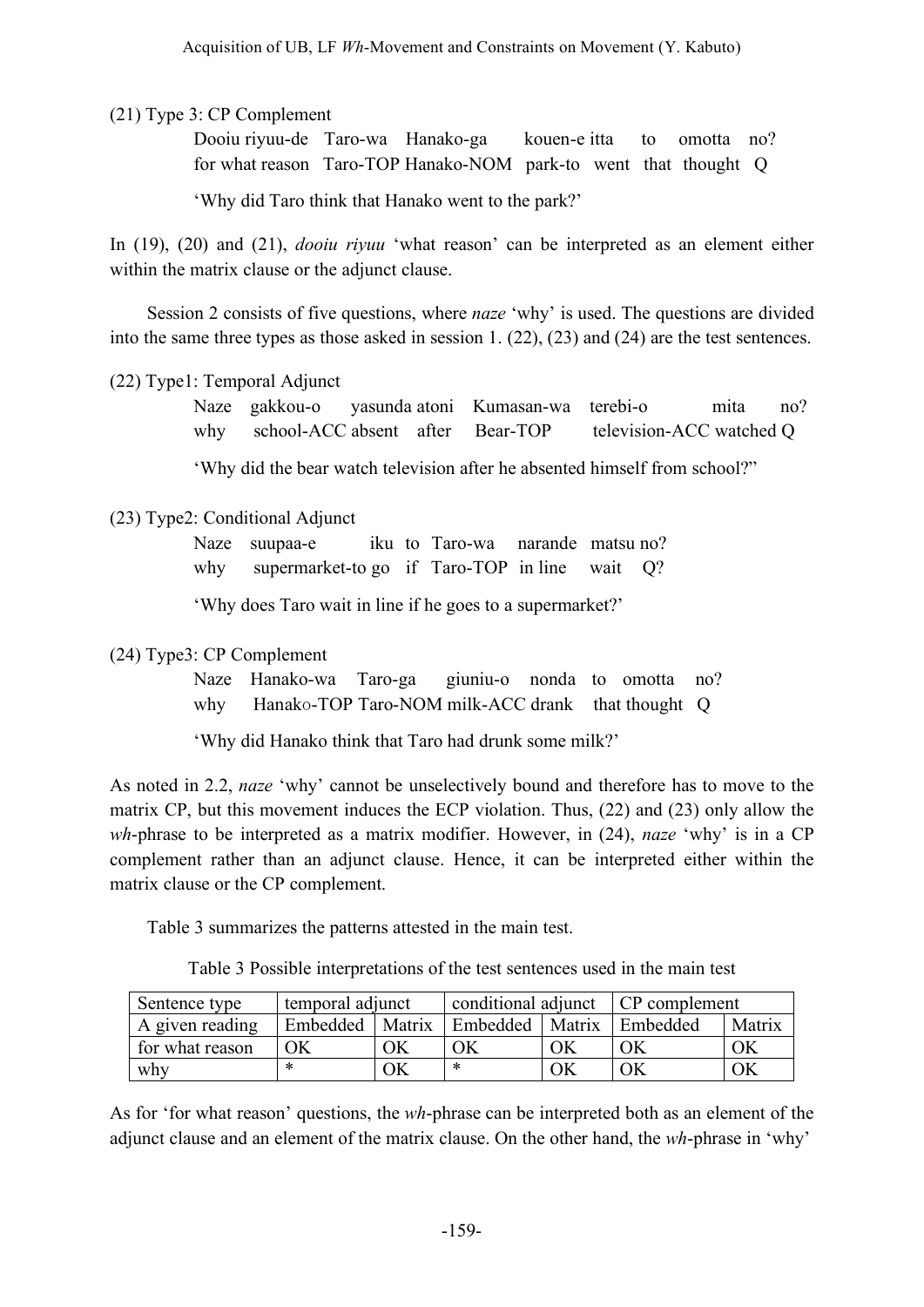(21) Type 3: CP Complement

Dooiu riyuu-de Taro-wa Hanako-ga kouen-e itta to omotta no?
for what reason Taro-TOP Hanako-NOM park-to went that thought Q

'Why did Taro think that Hanako went to the park?'

In (19), (20) and (21), *dooiu riyuu* 'what reason' can be interpreted as an element either within the matrix clause or the adjunct clause.

Session 2 consists of five questions, where *naze* 'why' is used. The questions are divided into the same three types as those asked in session 1. (22), (23) and (24) are the test sentences.

(22) Type1: Temporal Adjunct

Naze gakkou-o yasunda atoni Kumasan-wa terebi-o mita no?
why school-ACC absent after Bear-TOP television-ACC watched Q

'Why did the bear watch television after he absented himself from school?"

(23) Type2: Conditional Adjunct

Naze suupaa-e iku to Taro-wa narande matsu no?
why supermarket-to go if Taro-TOP in line wait Q?

'Why does Taro wait in line if he goes to a supermarket?'

(24) Type3: CP Complement

Naze Hanako-wa Taro-ga giuniu-o nonda to omotta no?
why Hanako-TOP Taro-NOM milk-ACC drank that thought Q

'Why did Hanako think that Taro had drunk some milk?'

As noted in 2.2, *naze* 'why' cannot be unselectively bound and therefore has to move to the matrix CP, but this movement induces the ECP violation. Thus, (22) and (23) only allow the *wh*-phrase to be interpreted as a matrix modifier. However, in (24), *naze* 'why' is in a CP complement rather than an adjunct clause. Hence, it can be interpreted either within the matrix clause or the CP complement.

Table 3 summarizes the patterns attested in the main test.

Table 3 Possible interpretations of the test sentences used in the main test

| Sentence type | temporal adjunct | | conditional adjunct | | CP complement | |
|---|---|---|---|---|---|---|
| A given reading | Embedded | Matrix | Embedded | Matrix | Embedded | Matrix |
| for what reason | OK | OK | OK | OK | OK | OK |
| why | * | OK | * | OK | OK | OK |

As for 'for what reason' questions, the *wh*-phrase can be interpreted both as an element of the adjunct clause and an element of the matrix clause. On the other hand, the *wh*-phrase in 'why'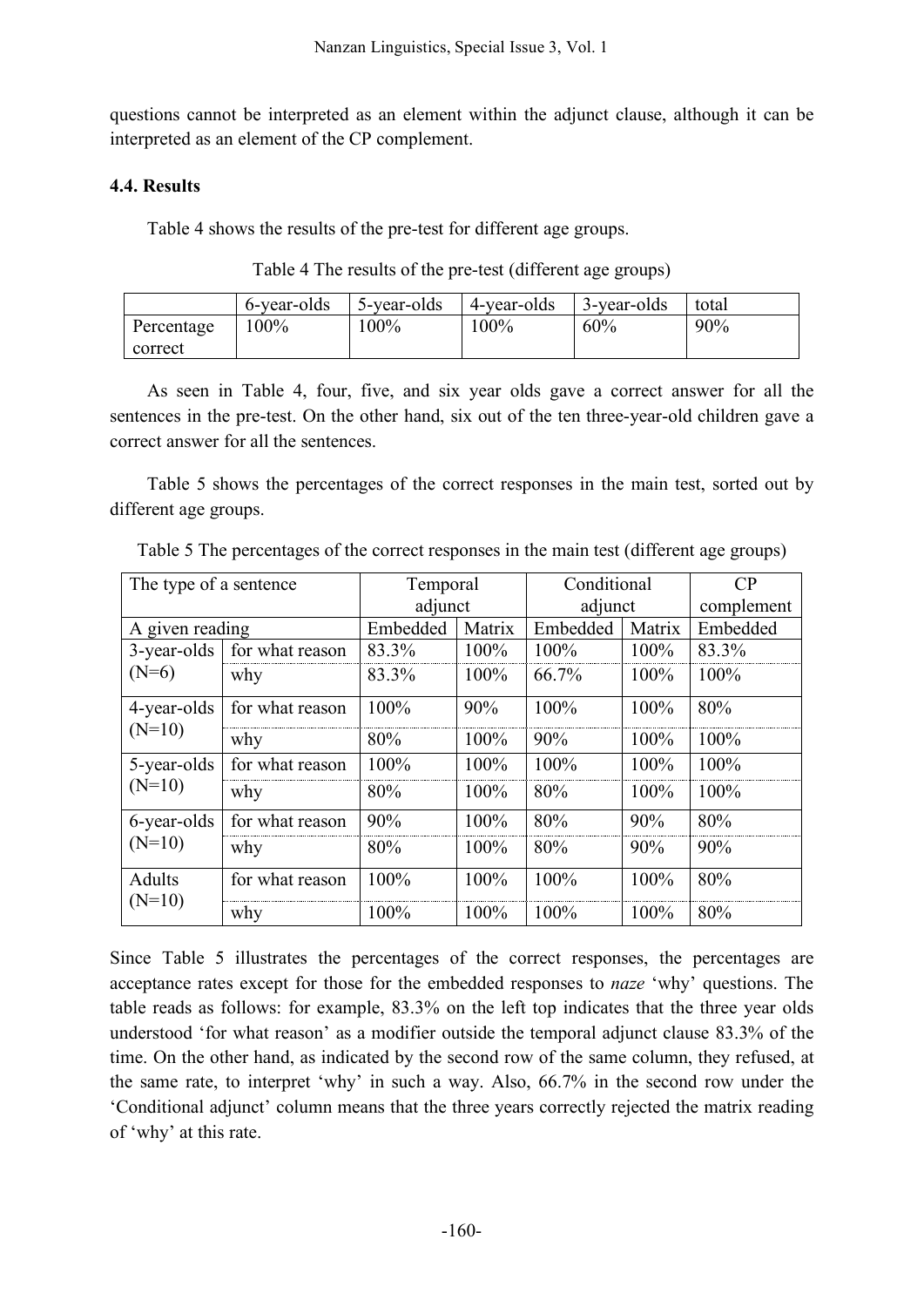questions cannot be interpreted as an element within the adjunct clause, although it can be interpreted as an element of the CP complement.

### 4.4. Results

Table 4 shows the results of the pre-test for different age groups.

Table 4 The results of the pre-test (different age groups)

| | 6-year-olds | 5-year-olds | 4-year-olds | 3-year-olds | total |
|---|---|---|---|---|---|
| Percentage correct | 100% | 100% | 100% | 60% | 90% |

As seen in Table 4, four, five, and six year olds gave a correct answer for all the sentences in the pre-test. On the other hand, six out of the ten three-year-old children gave a correct answer for all the sentences.

Table 5 shows the percentages of the correct responses in the main test, sorted out by different age groups.

Table 5 The percentages of the correct responses in the main test (different age groups)

| The type of a sentence | | Temporal adjunct | | Conditional adjunct | | CP complement |
|---|---|---|---|---|---|---|
| A given reading | | Embedded | Matrix | Embedded | Matrix | Embedded |
| 3-year-olds (N=6) | for what reason | 83.3% | 100% | 100% | 100% | 83.3% |
| | why | 83.3% | 100% | 66.7% | 100% | 100% |
| 4-year-olds (N=10) | for what reason | 100% | 90% | 100% | 100% | 80% |
| | why | 80% | 100% | 90% | 100% | 100% |
| 5-year-olds (N=10) | for what reason | 100% | 100% | 100% | 100% | 100% |
| | why | 80% | 100% | 80% | 100% | 100% |
| 6-year-olds (N=10) | for what reason | 90% | 100% | 80% | 90% | 80% |
| | why | 80% | 100% | 80% | 90% | 90% |
| Adults (N=10) | for what reason | 100% | 100% | 100% | 100% | 80% |
| | why | 100% | 100% | 100% | 100% | 80% |

Since Table 5 illustrates the percentages of the correct responses, the percentages are acceptance rates except for those for the embedded responses to *naze* 'why' questions. The table reads as follows: for example, 83.3% on the left top indicates that the three year olds understood 'for what reason' as a modifier outside the temporal adjunct clause 83.3% of the time. On the other hand, as indicated by the second row of the same column, they refused, at the same rate, to interpret 'why' in such a way. Also, 66.7% in the second row under the 'Conditional adjunct' column means that the three years correctly rejected the matrix reading of 'why' at this rate.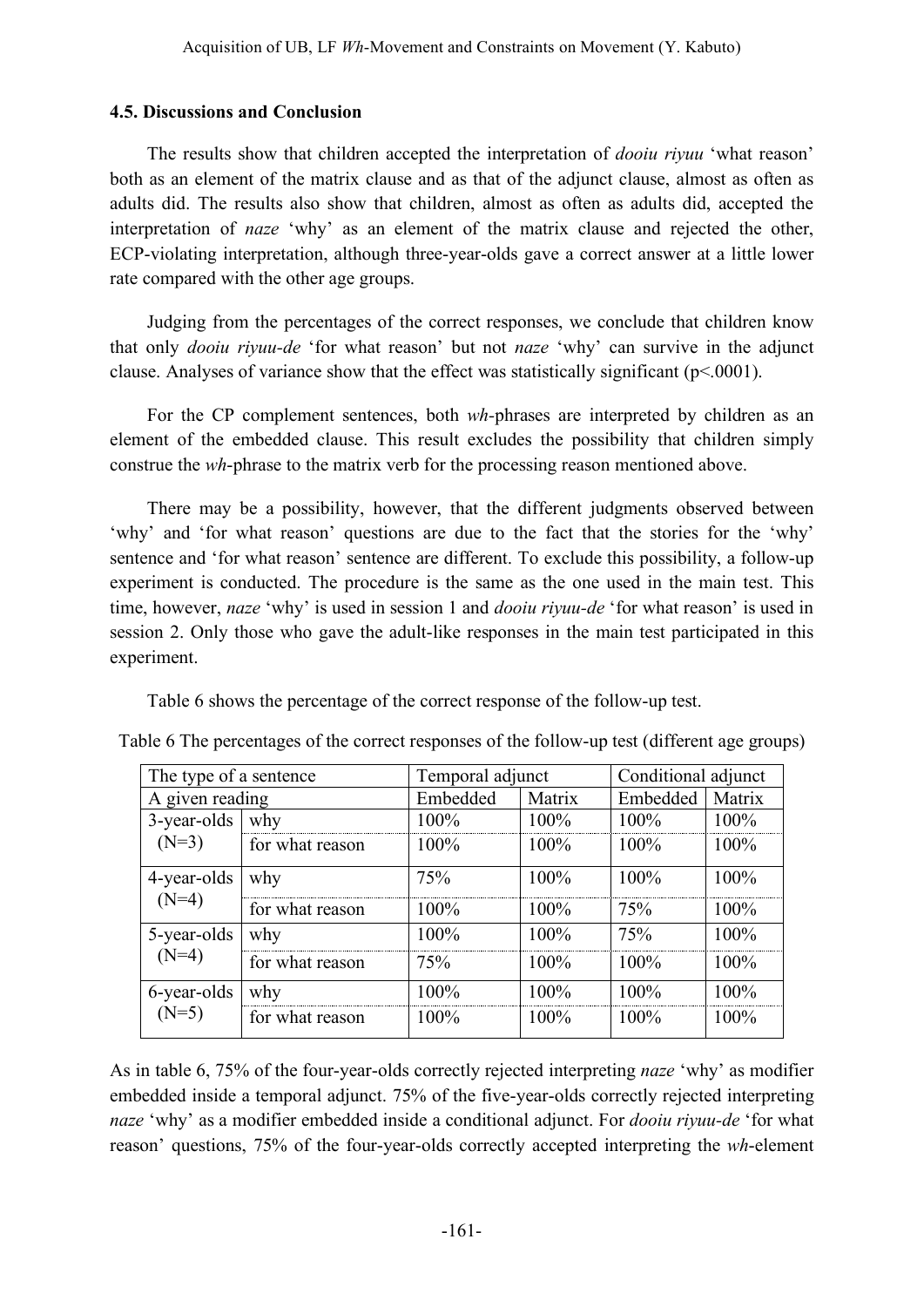### 4.5. Discussions and Conclusion

The results show that children accepted the interpretation of *dooiu riyuu* 'what reason' both as an element of the matrix clause and as that of the adjunct clause, almost as often as adults did. The results also show that children, almost as often as adults did, accepted the interpretation of *naze* 'why' as an element of the matrix clause and rejected the other, ECP-violating interpretation, although three-year-olds gave a correct answer at a little lower rate compared with the other age groups.

Judging from the percentages of the correct responses, we conclude that children know that only *dooiu riyuu-de* 'for what reason' but not *naze* 'why' can survive in the adjunct clause. Analyses of variance show that the effect was statistically significant ($p<.0001$).

For the CP complement sentences, both *wh*-phrases are interpreted by children as an element of the embedded clause. This result excludes the possibility that children simply construe the *wh*-phrase to the matrix verb for the processing reason mentioned above.

There may be a possibility, however, that the different judgments observed between 'why' and 'for what reason' questions are due to the fact that the stories for the 'why' sentence and 'for what reason' sentence are different. To exclude this possibility, a follow-up experiment is conducted. The procedure is the same as the one used in the main test. This time, however, *naze* 'why' is used in session 1 and *dooiu riyuu-de* 'for what reason' is used in session 2. Only those who gave the adult-like responses in the main test participated in this experiment.

Table 6 shows the percentage of the correct response of the follow-up test.

Table 6 The percentages of the correct responses of the follow-up test (different age groups)

| The type of a sentence | | Temporal adjunct | | Conditional adjunct | |
|---|---|---|---|---|---|
| A given reading | | Embedded | Matrix | Embedded | Matrix |
| 3-year-olds (N=3) | why | 100% | 100% | 100% | 100% |
| | for what reason | 100% | 100% | 100% | 100% |
| 4-year-olds (N=4) | why | 75% | 100% | 100% | 100% |
| | for what reason | 100% | 100% | 75% | 100% |
| 5-year-olds (N=4) | why | 100% | 100% | 75% | 100% |
| | for what reason | 75% | 100% | 100% | 100% |
| 6-year-olds (N=5) | why | 100% | 100% | 100% | 100% |
| | for what reason | 100% | 100% | 100% | 100% |

As in table 6, 75% of the four-year-olds correctly rejected interpreting *naze* 'why' as modifier embedded inside a temporal adjunct. 75% of the five-year-olds correctly rejected interpreting *naze* 'why' as a modifier embedded inside a conditional adjunct. For *dooiu riyuu-de* 'for what reason' questions, 75% of the four-year-olds correctly accepted interpreting the *wh*-element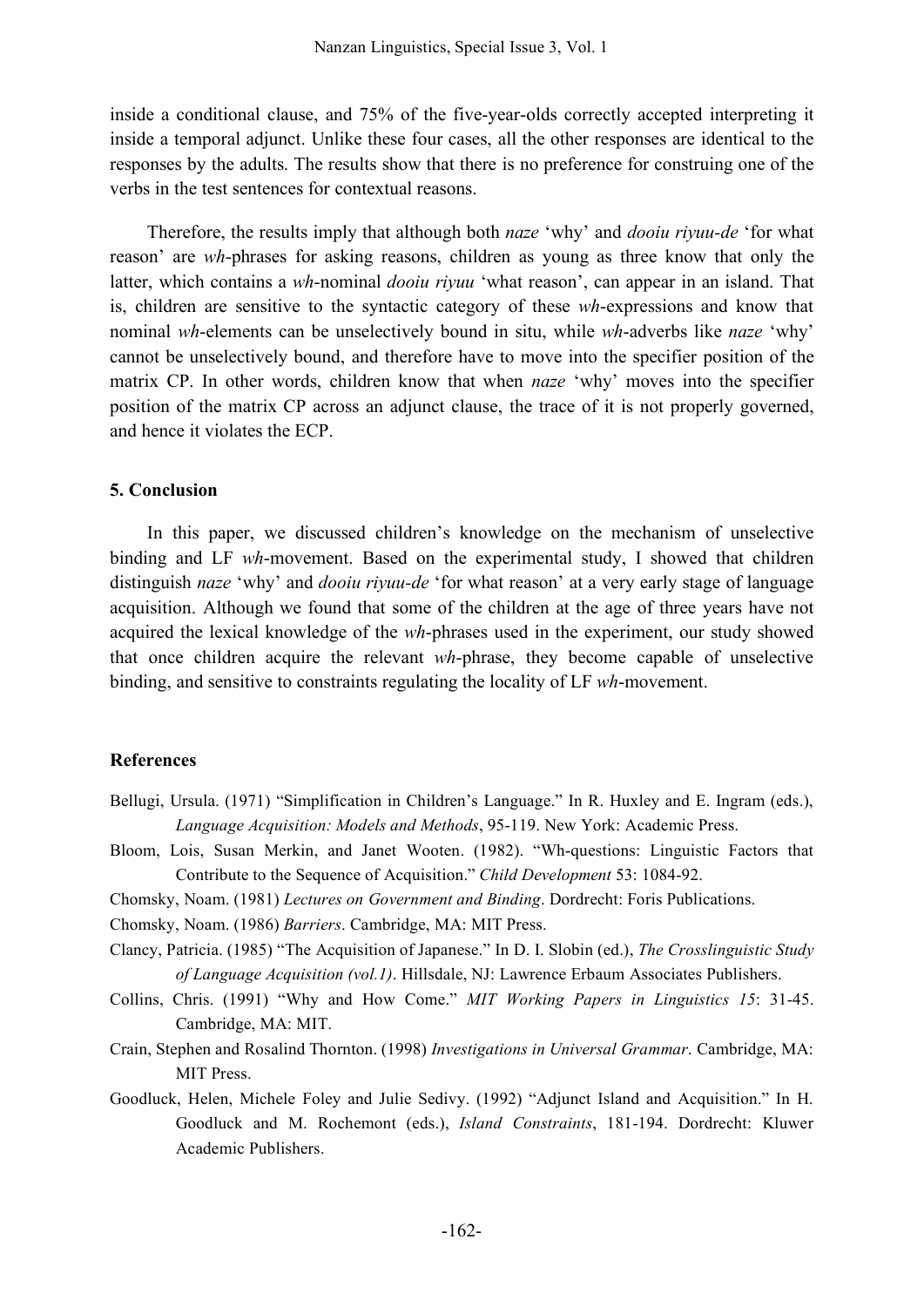inside a conditional clause, and 75% of the five-year-olds correctly accepted interpreting it inside a temporal adjunct. Unlike these four cases, all the other responses are identical to the responses by the adults. The results show that there is no preference for construing one of the verbs in the test sentences for contextual reasons.

Therefore, the results imply that although both *naze* 'why' and *dooiu riyuu-de* 'for what reason' are *wh*-phrases for asking reasons, children as young as three know that only the latter, which contains a *wh*-nominal *dooiu riyuu* 'what reason', can appear in an island. That is, children are sensitive to the syntactic category of these *wh*-expressions and know that nominal *wh*-elements can be unselectively bound in situ, while *wh*-adverbs like *naze* 'why' cannot be unselectively bound, and therefore have to move into the specifier position of the matrix CP. In other words, children know that when *naze* 'why' moves into the specifier position of the matrix CP across an adjunct clause, the trace of it is not properly governed, and hence it violates the ECP.

## 5. Conclusion

In this paper, we discussed children's knowledge on the mechanism of unselective binding and LF *wh*-movement. Based on the experimental study, I showed that children distinguish *naze* 'why' and *dooiu riyuu-de* 'for what reason' at a very early stage of language acquisition. Although we found that some of the children at the age of three years have not acquired the lexical knowledge of the *wh*-phrases used in the experiment, our study showed that once children acquire the relevant *wh*-phrase, they become capable of unselective binding, and sensitive to constraints regulating the locality of LF *wh*-movement.

## References

Bellugi, Ursula. (1971) "Simplification in Children's Language." In R. Huxley and E. Ingram (eds.), *Language Acquisition: Models and Methods*, 95-119. New York: Academic Press.

Bloom, Lois, Susan Merkin, and Janet Wooten. (1982). "Wh-questions: Linguistic Factors that Contribute to the Sequence of Acquisition." *Child Development* 53: 1084-92.

Chomsky, Noam. (1981) *Lectures on Government and Binding*. Dordrecht: Foris Publications.

Chomsky, Noam. (1986) *Barriers*. Cambridge, MA: MIT Press.

Clancy, Patricia. (1985) "The Acquisition of Japanese." In D. I. Slobin (ed.), *The Crosslinguistic Study of Language Acquisition (vol.1)*. Hillsdale, NJ: Lawrence Erbaum Associates Publishers.

Collins, Chris. (1991) "Why and How Come." *MIT Working Papers in Linguistics 15*: 31-45. Cambridge, MA: MIT.

Crain, Stephen and Rosalind Thornton. (1998) *Investigations in Universal Grammar*. Cambridge, MA: MIT Press.

Goodluck, Helen, Michele Foley and Julie Sedivy. (1992) "Adjunct Island and Acquisition." In H. Goodluck and M. Rochemont (eds.), *Island Constraints*, 181-194. Dordrecht: Kluwer Academic Publishers.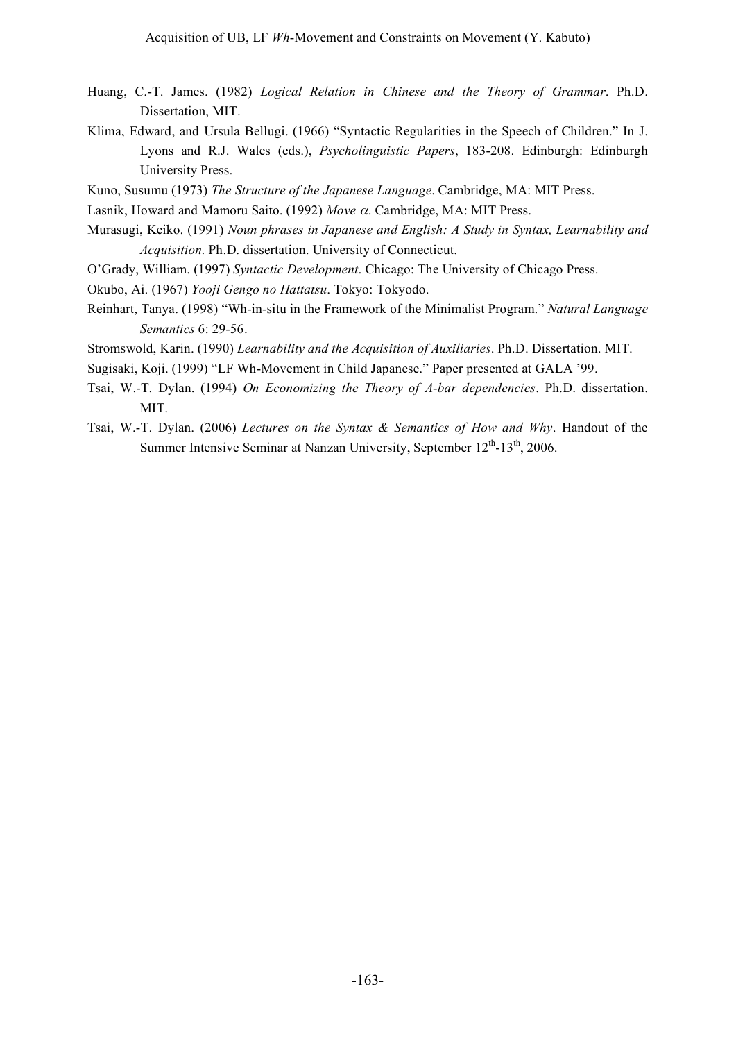Huang, C.-T. James. (1982) *Logical Relation in Chinese and the Theory of Grammar*. Ph.D. Dissertation, MIT.

Klima, Edward, and Ursula Bellugi. (1966) "Syntactic Regularities in the Speech of Children." In J. Lyons and R.J. Wales (eds.), *Psycholinguistic Papers*, 183-208. Edinburgh: Edinburgh University Press.

Kuno, Susumu (1973) *The Structure of the Japanese Language*. Cambridge, MA: MIT Press.

Lasnik, Howard and Mamoru Saito. (1992) *Move* $\alpha$. Cambridge, MA: MIT Press.

Murasugi, Keiko. (1991) *Noun phrases in Japanese and English: A Study in Syntax, Learnability and Acquisition.* Ph.D. dissertation. University of Connecticut.

O'Grady, William. (1997) *Syntactic Development*. Chicago: The University of Chicago Press.

Okubo, Ai. (1967) *Yooji Gengo no Hattatsu*. Tokyo: Tokyodo.

Reinhart, Tanya. (1998) "Wh-in-situ in the Framework of the Minimalist Program." *Natural Language Semantics* 6: 29-56.

Stromswold, Karin. (1990) *Learnability and the Acquisition of Auxiliaries*. Ph.D. Dissertation. MIT.

Sugisaki, Koji. (1999) "LF Wh-Movement in Child Japanese." Paper presented at GALA '99.

Tsai, W.-T. Dylan. (1994) *On Economizing the Theory of A-bar dependencies*. Ph.D. dissertation. MIT.

Tsai, W.-T. Dylan. (2006) *Lectures on the Syntax & Semantics of How and Why*. Handout of the Summer Intensive Seminar at Nanzan University, September 12th-13th, 2006.